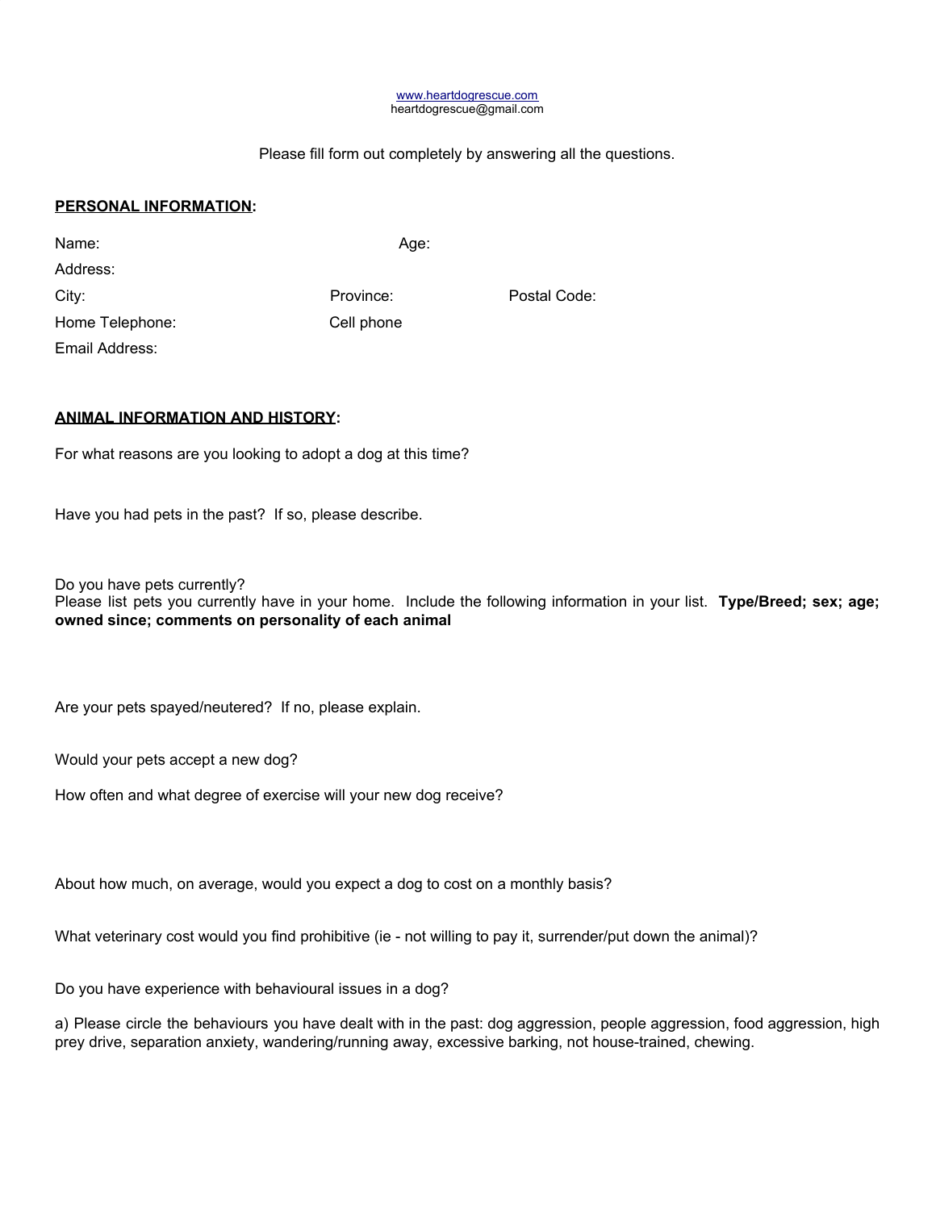www.heartdogrescue.com
heartdogrescue@gmail.com

Please fill form out completely by answering all the questions.

**PERSONAL INFORMATION:**

Name: Age:

Address:

City: Province: Postal Code:

Home Telephone: Cell phone

Email Address:

**ANIMAL INFORMATION AND HISTORY:**

For what reasons are you looking to adopt a dog at this time?

Have you had pets in the past? If so, please describe.

Do you have pets currently?

Please list pets you currently have in your home. Include the following information in your list. **Type/Breed; sex; age; owned since; comments on personality of each animal**

Are your pets spayed/neutered? If no, please explain.

Would your pets accept a new dog?

How often and what degree of exercise will your new dog receive?

About how much, on average, would you expect a dog to cost on a monthly basis?

What veterinary cost would you find prohibitive (ie - not willing to pay it, surrender/put down the animal)?

Do you have experience with behavioural issues in a dog?

a) Please circle the behaviours you have dealt with in the past: dog aggression, people aggression, food aggression, high prey drive, separation anxiety, wandering/running away, excessive barking, not house-trained, chewing.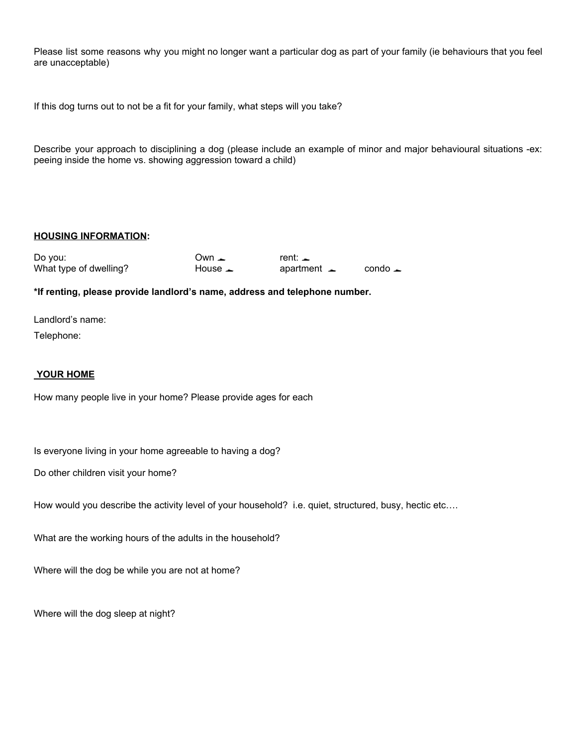Please list some reasons why you might no longer want a particular dog as part of your family (ie behaviours that you feel are unacceptable)

If this dog turns out to not be a fit for your family, what steps will you take?

Describe your approach to disciplining a dog (please include an example of minor and major behavioural situations -ex: peeing inside the home vs. showing aggression toward a child)

**HOUSING INFORMATION:**

| | | | |
|---|---|---|---|
| Do you: | Own ☐ | rent: ☐ | |
| What type of dwelling? | House ☐ | apartment ☐ | condo ☐ |

**\*If renting, please provide landlord's name, address and telephone number.**

Landlord's name:

Telephone:

**YOUR HOME**

How many people live in your home? Please provide ages for each

Is everyone living in your home agreeable to having a dog?

Do other children visit your home?

How would you describe the activity level of your household? i.e. quiet, structured, busy, hectic etc….

What are the working hours of the adults in the household?

Where will the dog be while you are not at home?

Where will the dog sleep at night?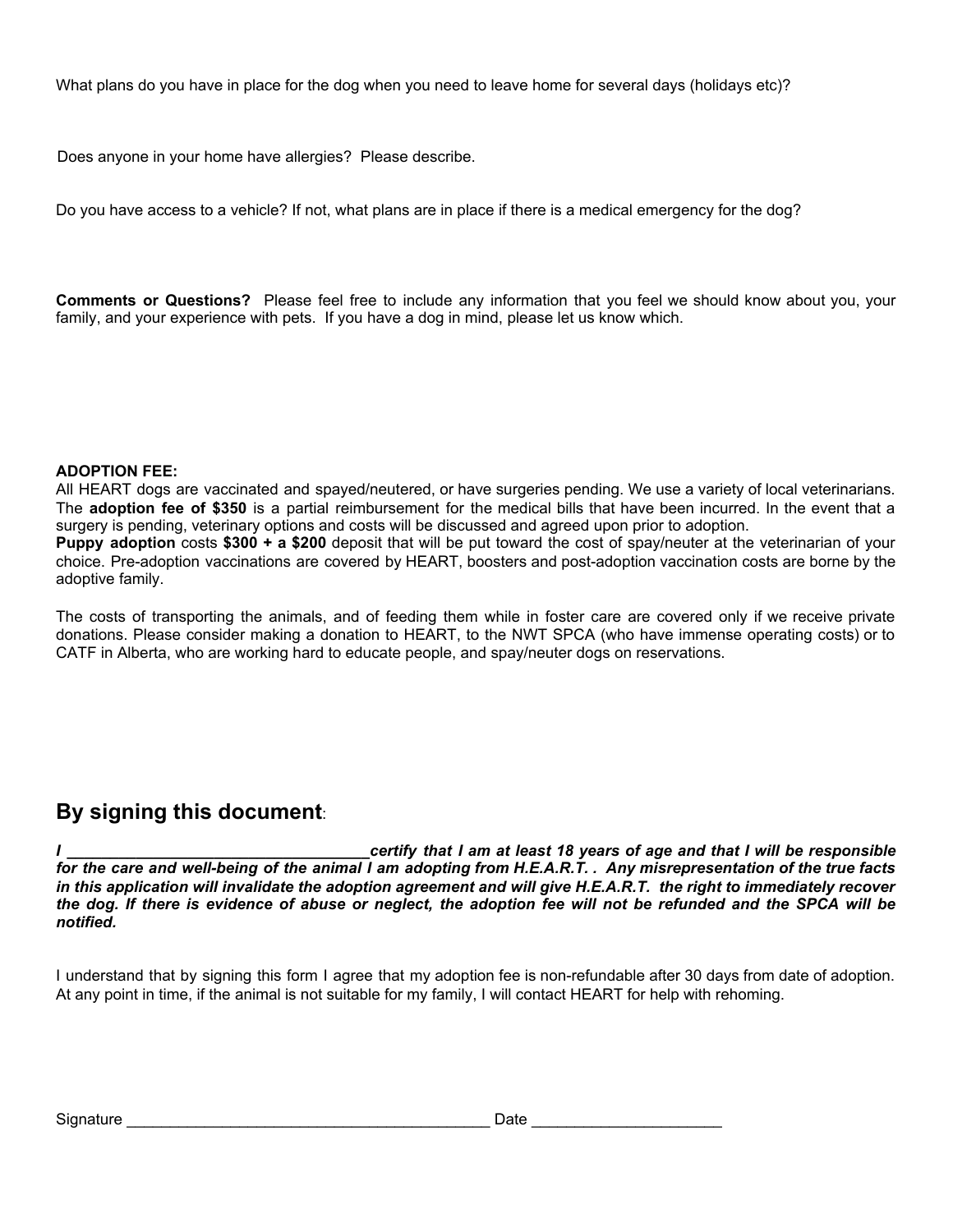What plans do you have in place for the dog when you need to leave home for several days (holidays etc)?

Does anyone in your home have allergies? Please describe.

Do you have access to a vehicle? If not, what plans are in place if there is a medical emergency for the dog?

**Comments or Questions?** Please feel free to include any information that you feel we should know about you, your family, and your experience with pets. If you have a dog in mind, please let us know which.

**ADOPTION FEE:**
All HEART dogs are vaccinated and spayed/neutered, or have surgeries pending. We use a variety of local veterinarians. The **adoption fee of $350** is a partial reimbursement for the medical bills that have been incurred. In the event that a surgery is pending, veterinary options and costs will be discussed and agreed upon prior to adoption.
**Puppy adoption** costs **$300 + a $200** deposit that will be put toward the cost of spay/neuter at the veterinarian of your choice. Pre-adoption vaccinations are covered by HEART, boosters and post-adoption vaccination costs are borne by the adoptive family.

The costs of transporting the animals, and of feeding them while in foster care are covered only if we receive private donations. Please consider making a donation to HEART, to the NWT SPCA (who have immense operating costs) or to CATF in Alberta, who are working hard to educate people, and spay/neuter dogs on reservations.

## By signing this document:

***I ___________________________________certify that I am at least 18 years of age and that I will be responsible for the care and well-being of the animal I am adopting from H.E.A.R.T. . Any misrepresentation of the true facts in this application will invalidate the adoption agreement and will give H.E.A.R.T. the right to immediately recover the dog. If there is evidence of abuse or neglect, the adoption fee will not be refunded and the SPCA will be notified.***

I understand that by signing this form I agree that my adoption fee is non-refundable after 30 days from date of adoption. At any point in time, if the animal is not suitable for my family, I will contact HEART for help with rehoming.

Signature ____________________________________________ Date ______________________